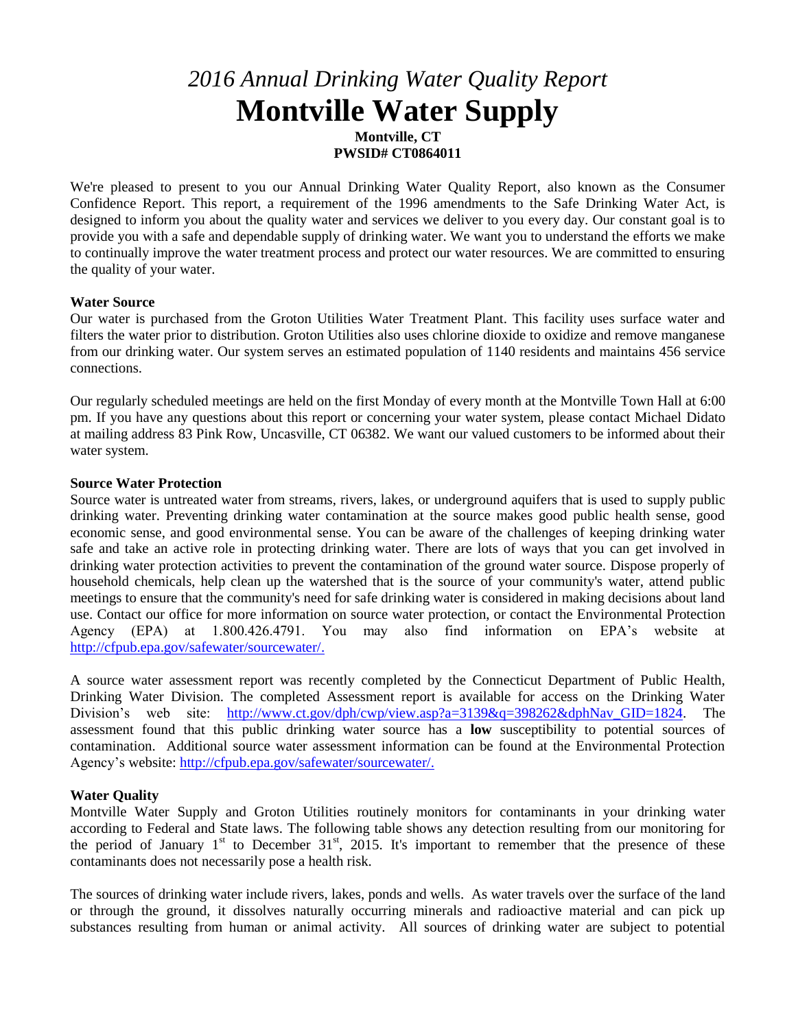# *2016 Annual Drinking Water Quality Report*

# Montville Water Supply

**Montville, CT**
**PWSID# CT0864011**

We're pleased to present to you our Annual Drinking Water Quality Report, also known as the Consumer Confidence Report. This report, a requirement of the 1996 amendments to the Safe Drinking Water Act, is designed to inform you about the quality water and services we deliver to you every day. Our constant goal is to provide you with a safe and dependable supply of drinking water. We want you to understand the efforts we make to continually improve the water treatment process and protect our water resources. We are committed to ensuring the quality of your water.

**Water Source**

Our water is purchased from the Groton Utilities Water Treatment Plant. This facility uses surface water and filters the water prior to distribution. Groton Utilities also uses chlorine dioxide to oxidize and remove manganese from our drinking water. Our system serves an estimated population of 1140 residents and maintains 456 service connections.

Our regularly scheduled meetings are held on the first Monday of every month at the Montville Town Hall at 6:00 pm. If you have any questions about this report or concerning your water system, please contact Michael Didato at mailing address 83 Pink Row, Uncasville, CT 06382. We want our valued customers to be informed about their water system.

**Source Water Protection**

Source water is untreated water from streams, rivers, lakes, or underground aquifers that is used to supply public drinking water. Preventing drinking water contamination at the source makes good public health sense, good economic sense, and good environmental sense. You can be aware of the challenges of keeping drinking water safe and take an active role in protecting drinking water. There are lots of ways that you can get involved in drinking water protection activities to prevent the contamination of the ground water source. Dispose properly of household chemicals, help clean up the watershed that is the source of your community's water, attend public meetings to ensure that the community's need for safe drinking water is considered in making decisions about land use. Contact our office for more information on source water protection, or contact the Environmental Protection Agency (EPA) at 1.800.426.4791. You may also find information on EPA's website at http://cfpub.epa.gov/safewater/sourcewater/.

A source water assessment report was recently completed by the Connecticut Department of Public Health, Drinking Water Division. The completed Assessment report is available for access on the Drinking Water Division's web site: http://www.ct.gov/dph/cwp/view.asp?a=3139&q=398262&dphNav_GID=1824. The assessment found that this public drinking water source has a **low** susceptibility to potential sources of contamination. Additional source water assessment information can be found at the Environmental Protection Agency's website: http://cfpub.epa.gov/safewater/sourcewater/.

**Water Quality**

Montville Water Supply and Groton Utilities routinely monitors for contaminants in your drinking water according to Federal and State laws. The following table shows any detection resulting from our monitoring for the period of January 1st to December 31st, 2015. It's important to remember that the presence of these contaminants does not necessarily pose a health risk.

The sources of drinking water include rivers, lakes, ponds and wells. As water travels over the surface of the land or through the ground, it dissolves naturally occurring minerals and radioactive material and can pick up substances resulting from human or animal activity. All sources of drinking water are subject to potential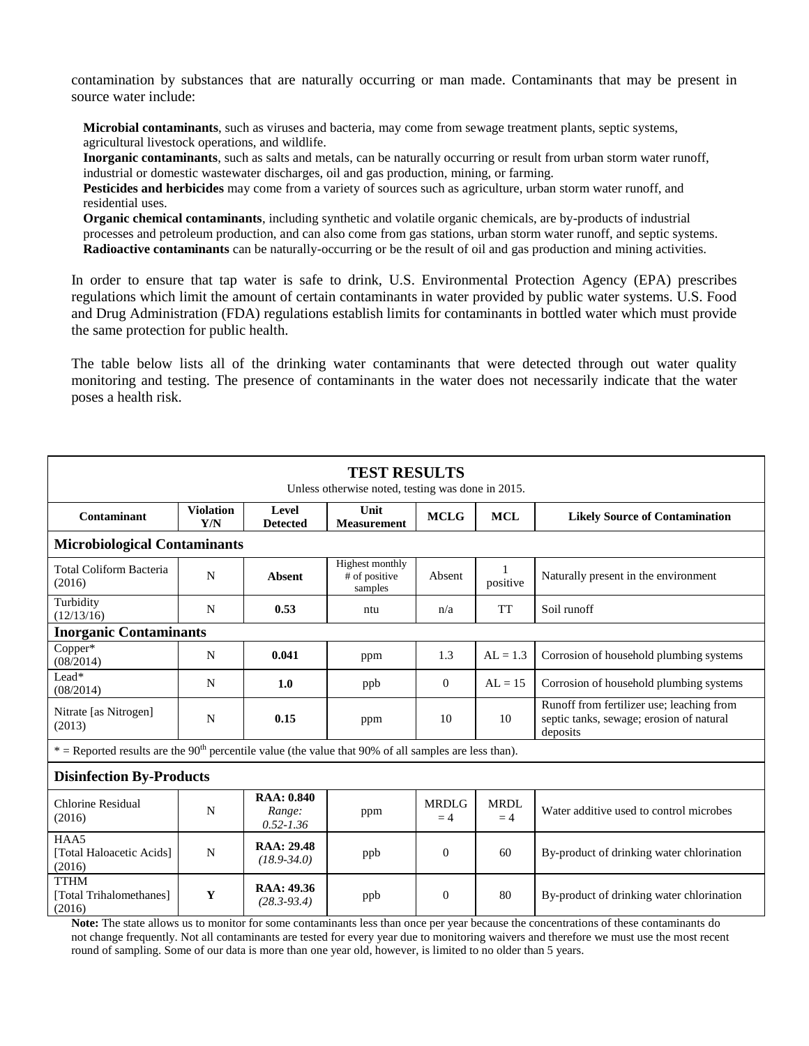contamination by substances that are naturally occurring or man made. Contaminants that may be present in source water include:

**Microbial contaminants**, such as viruses and bacteria, may come from sewage treatment plants, septic systems, agricultural livestock operations, and wildlife.
**Inorganic contaminants**, such as salts and metals, can be naturally occurring or result from urban storm water runoff, industrial or domestic wastewater discharges, oil and gas production, mining, or farming.
**Pesticides and herbicides** may come from a variety of sources such as agriculture, urban storm water runoff, and residential uses.
**Organic chemical contaminants**, including synthetic and volatile organic chemicals, are by-products of industrial processes and petroleum production, and can also come from gas stations, urban storm water runoff, and septic systems.
**Radioactive contaminants** can be naturally-occurring or be the result of oil and gas production and mining activities.

In order to ensure that tap water is safe to drink, U.S. Environmental Protection Agency (EPA) prescribes regulations which limit the amount of certain contaminants in water provided by public water systems. U.S. Food and Drug Administration (FDA) regulations establish limits for contaminants in bottled water which must provide the same protection for public health.

The table below lists all of the drinking water contaminants that were detected through out water quality monitoring and testing. The presence of contaminants in the water does not necessarily indicate that the water poses a health risk.

**TEST RESULTS**
Unless otherwise noted, testing was done in 2015.

| Contaminant | Violation Y/N | Level Detected | Unit Measurement | MCLG | MCL | Likely Source of Contamination |
|---|---|---|---|---|---|---|
| **Microbiological Contaminants** | | | | | | |
| Total Coliform Bacteria (2016) | N | **Absent** | Highest monthly # of positive samples | Absent | 1 positive | Naturally present in the environment |
| Turbidity (12/13/16) | N | **0.53** | ntu | n/a | TT | Soil runoff |
| **Inorganic Contaminants** | | | | | | |
| Copper* (08/2014) | N | **0.041** | ppm | 1.3 | AL = 1.3 | Corrosion of household plumbing systems |
| Lead* (08/2014) | N | **1.0** | ppb | 0 | AL = 15 | Corrosion of household plumbing systems |
| Nitrate [as Nitrogen] (2013) | N | **0.15** | ppm | 10 | 10 | Runoff from fertilizer use; leaching from septic tanks, sewage; erosion of natural deposits |
| * = Reported results are the 90[th] percentile value (the value that 90% of all samples are less than). | | | | | | |
| **Disinfection By-Products** | | | | | | |
| Chlorine Residual (2016) | N | **RAA: 0.840** *Range: 0.52-1.36* | ppm | MRDLG = 4 | MRDL = 4 | Water additive used to control microbes |
| HAA5 [Total Haloacetic Acids] (2016) | N | **RAA: 29.48** *(18.9-34.0)* | ppb | 0 | 60 | By-product of drinking water chlorination |
| TTHM [Total Trihalomethanes] (2016) | **Y** | **RAA: 49.36** *(28.3-93.4)* | ppb | 0 | 80 | By-product of drinking water chlorination |

**Note:** The state allows us to monitor for some contaminants less than once per year because the concentrations of these contaminants do not change frequently. Not all contaminants are tested for every year due to monitoring waivers and therefore we must use the most recent round of sampling. Some of our data is more than one year old, however, is limited to no older than 5 years.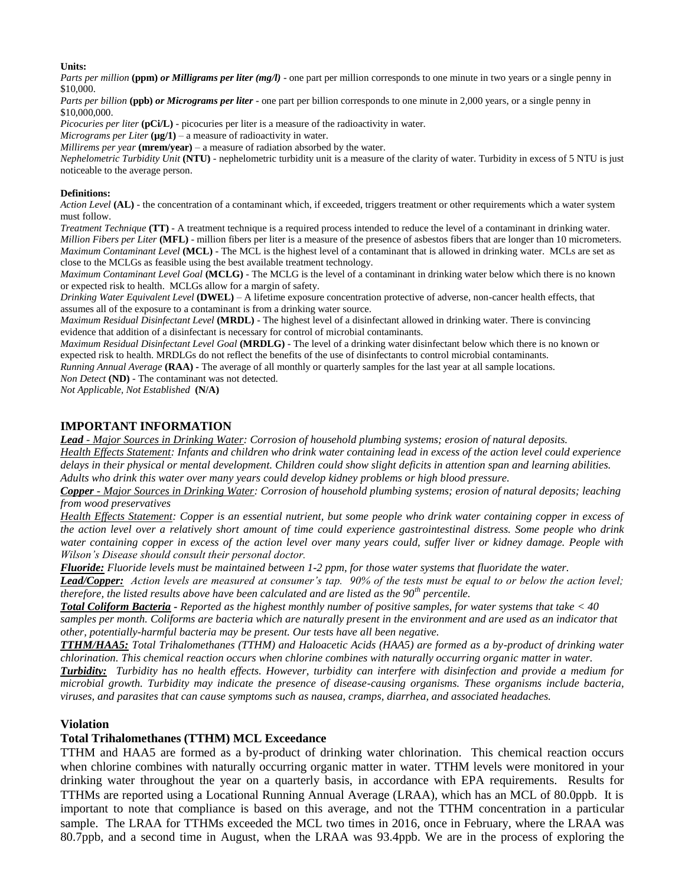**Units:**

*Parts per million* **(ppm)** ***or Milligrams per liter (mg/l)*** - one part per million corresponds to one minute in two years or a single penny in $10,000.

*Parts per billion* **(ppb)** ***or Micrograms per liter*** - one part per billion corresponds to one minute in 2,000 years, or a single penny in $10,000,000.

*Picocuries per liter* **(pCi/L)** - picocuries per liter is a measure of the radioactivity in water.

*Micrograms per Liter* **(µg/1)** – a measure of radioactivity in water.

*Millirems per year* **(mrem/year)** – a measure of radiation absorbed by the water.

*Nephelometric Turbidity Unit* **(NTU)** - nephelometric turbidity unit is a measure of the clarity of water. Turbidity in excess of 5 NTU is just noticeable to the average person.

**Definitions:**

*Action Level* **(AL)** - the concentration of a contaminant which, if exceeded, triggers treatment or other requirements which a water system must follow.

*Treatment Technique* **(TT)** - A treatment technique is a required process intended to reduce the level of a contaminant in drinking water.

*Million Fibers per Liter* **(MFL)** - million fibers per liter is a measure of the presence of asbestos fibers that are longer than 10 micrometers.

*Maximum Contaminant Level* **(MCL)** - The MCL is the highest level of a contaminant that is allowed in drinking water. MCLs are set as close to the MCLGs as feasible using the best available treatment technology.

*Maximum Contaminant Level Goal* **(MCLG)** - The MCLG is the level of a contaminant in drinking water below which there is no known or expected risk to health. MCLGs allow for a margin of safety.

*Drinking Water Equivalent Level* **(DWEL)** – A lifetime exposure concentration protective of adverse, non-cancer health effects, that assumes all of the exposure to a contaminant is from a drinking water source.

*Maximum Residual Disinfectant Level* **(MRDL)** - The highest level of a disinfectant allowed in drinking water. There is convincing evidence that addition of a disinfectant is necessary for control of microbial contaminants.

*Maximum Residual Disinfectant Level Goal* **(MRDLG)** - The level of a drinking water disinfectant below which there is no known or expected risk to health. MRDLGs do not reflect the benefits of the use of disinfectants to control microbial contaminants.

*Running Annual Average* **(RAA)** - The average of all monthly or quarterly samples for the last year at all sample locations.

*Non Detect* **(ND)** - The contaminant was not detected.

*Not Applicable, Not Established* **(N/A)**

## IMPORTANT INFORMATION

***Lead*** *- Major Sources in Drinking Water: Corrosion of household plumbing systems; erosion of natural deposits.*

*Health Effects Statement: Infants and children who drink water containing lead in excess of the action level could experience delays in their physical or mental development. Children could show slight deficits in attention span and learning abilities. Adults who drink this water over many years could develop kidney problems or high blood pressure.*

***Copper*** *- Major Sources in Drinking Water: Corrosion of household plumbing systems; erosion of natural deposits; leaching from wood preservatives*

*Health Effects Statement: Copper is an essential nutrient, but some people who drink water containing copper in excess of the action level over a relatively short amount of time could experience gastrointestinal distress. Some people who drink water containing copper in excess of the action level over many years could, suffer liver or kidney damage. People with Wilson's Disease should consult their personal doctor.*

***Fluoride:*** *Fluoride levels must be maintained between 1-2 ppm, for those water systems that fluoridate the water.*

***Lead/Copper:*** *Action levels are measured at consumer's tap. 90% of the tests must be equal to or below the action level; therefore, the listed results above have been calculated and are listed as the 90th percentile.*

***Total Coliform Bacteria*** *- Reported as the highest monthly number of positive samples, for water systems that take < 40 samples per month. Coliforms are bacteria which are naturally present in the environment and are used as an indicator that other, potentially-harmful bacteria may be present. Our tests have all been negative.*

***TTHM/HAA5:*** *Total Trihalomethanes (TTHM) and Haloacetic Acids (HAA5) are formed as a by-product of drinking water chlorination. This chemical reaction occurs when chlorine combines with naturally occurring organic matter in water.*

***Turbidity:*** *Turbidity has no health effects. However, turbidity can interfere with disinfection and provide a medium for microbial growth. Turbidity may indicate the presence of disease-causing organisms. These organisms include bacteria, viruses, and parasites that can cause symptoms such as nausea, cramps, diarrhea, and associated headaches.*

## Violation

### Total Trihalomethanes (TTHM) MCL Exceedance

TTHM and HAA5 are formed as a by-product of drinking water chlorination. This chemical reaction occurs when chlorine combines with naturally occurring organic matter in water. TTHM levels were monitored in your drinking water throughout the year on a quarterly basis, in accordance with EPA requirements. Results for TTHMs are reported using a Locational Running Annual Average (LRAA), which has an MCL of 80.0ppb. It is important to note that compliance is based on this average, and not the TTHM concentration in a particular sample. The LRAA for TTHMs exceeded the MCL two times in 2016, once in February, where the LRAA was 80.7ppb, and a second time in August, when the LRAA was 93.4ppb. We are in the process of exploring the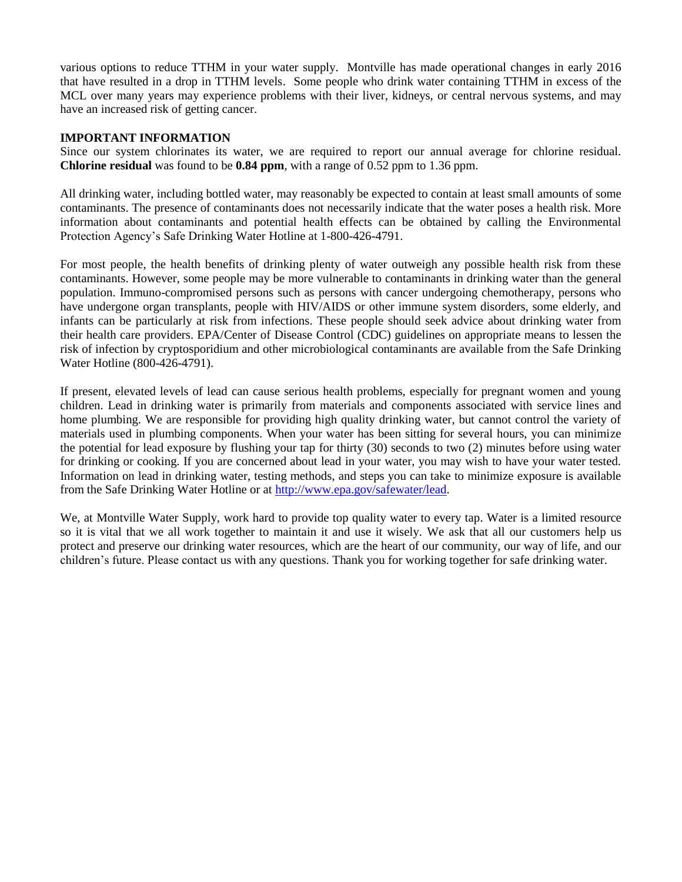various options to reduce TTHM in your water supply. Montville has made operational changes in early 2016 that have resulted in a drop in TTHM levels. Some people who drink water containing TTHM in excess of the MCL over many years may experience problems with their liver, kidneys, or central nervous systems, and may have an increased risk of getting cancer.

**IMPORTANT INFORMATION**

Since our system chlorinates its water, we are required to report our annual average for chlorine residual. **Chlorine residual** was found to be **0.84 ppm**, with a range of 0.52 ppm to 1.36 ppm.

All drinking water, including bottled water, may reasonably be expected to contain at least small amounts of some contaminants. The presence of contaminants does not necessarily indicate that the water poses a health risk. More information about contaminants and potential health effects can be obtained by calling the Environmental Protection Agency's Safe Drinking Water Hotline at 1-800-426-4791.

For most people, the health benefits of drinking plenty of water outweigh any possible health risk from these contaminants. However, some people may be more vulnerable to contaminants in drinking water than the general population. Immuno-compromised persons such as persons with cancer undergoing chemotherapy, persons who have undergone organ transplants, people with HIV/AIDS or other immune system disorders, some elderly, and infants can be particularly at risk from infections. These people should seek advice about drinking water from their health care providers. EPA/Center of Disease Control (CDC) guidelines on appropriate means to lessen the risk of infection by cryptosporidium and other microbiological contaminants are available from the Safe Drinking Water Hotline (800-426-4791).

If present, elevated levels of lead can cause serious health problems, especially for pregnant women and young children. Lead in drinking water is primarily from materials and components associated with service lines and home plumbing. We are responsible for providing high quality drinking water, but cannot control the variety of materials used in plumbing components. When your water has been sitting for several hours, you can minimize the potential for lead exposure by flushing your tap for thirty (30) seconds to two (2) minutes before using water for drinking or cooking. If you are concerned about lead in your water, you may wish to have your water tested. Information on lead in drinking water, testing methods, and steps you can take to minimize exposure is available from the Safe Drinking Water Hotline or at http://www.epa.gov/safewater/lead.

We, at Montville Water Supply, work hard to provide top quality water to every tap. Water is a limited resource so it is vital that we all work together to maintain it and use it wisely. We ask that all our customers help us protect and preserve our drinking water resources, which are the heart of our community, our way of life, and our children's future. Please contact us with any questions. Thank you for working together for safe drinking water.